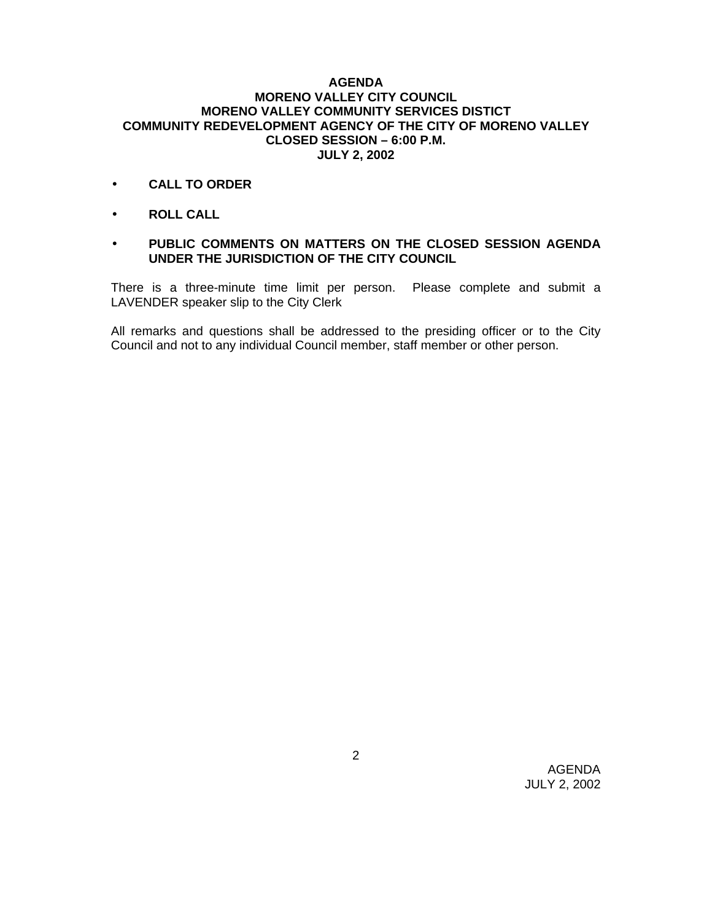# AGENDA
## MORENO VALLEY CITY COUNCIL
## MORENO VALLEY COMMUNITY SERVICES DISTICT
## COMMUNITY REDEVELOPMENT AGENCY OF THE CITY OF MORENO VALLEY
## CLOSED SESSION – 6:00 P.M.
## JULY 2, 2002

- **CALL TO ORDER**

- **ROLL CALL**

- **PUBLIC COMMENTS ON MATTERS ON THE CLOSED SESSION AGENDA UNDER THE JURISDICTION OF THE CITY COUNCIL**

There is a three-minute time limit per person. Please complete and submit a LAVENDER speaker slip to the City Clerk

All remarks and questions shall be addressed to the presiding officer or to the City Council and not to any individual Council member, staff member or other person.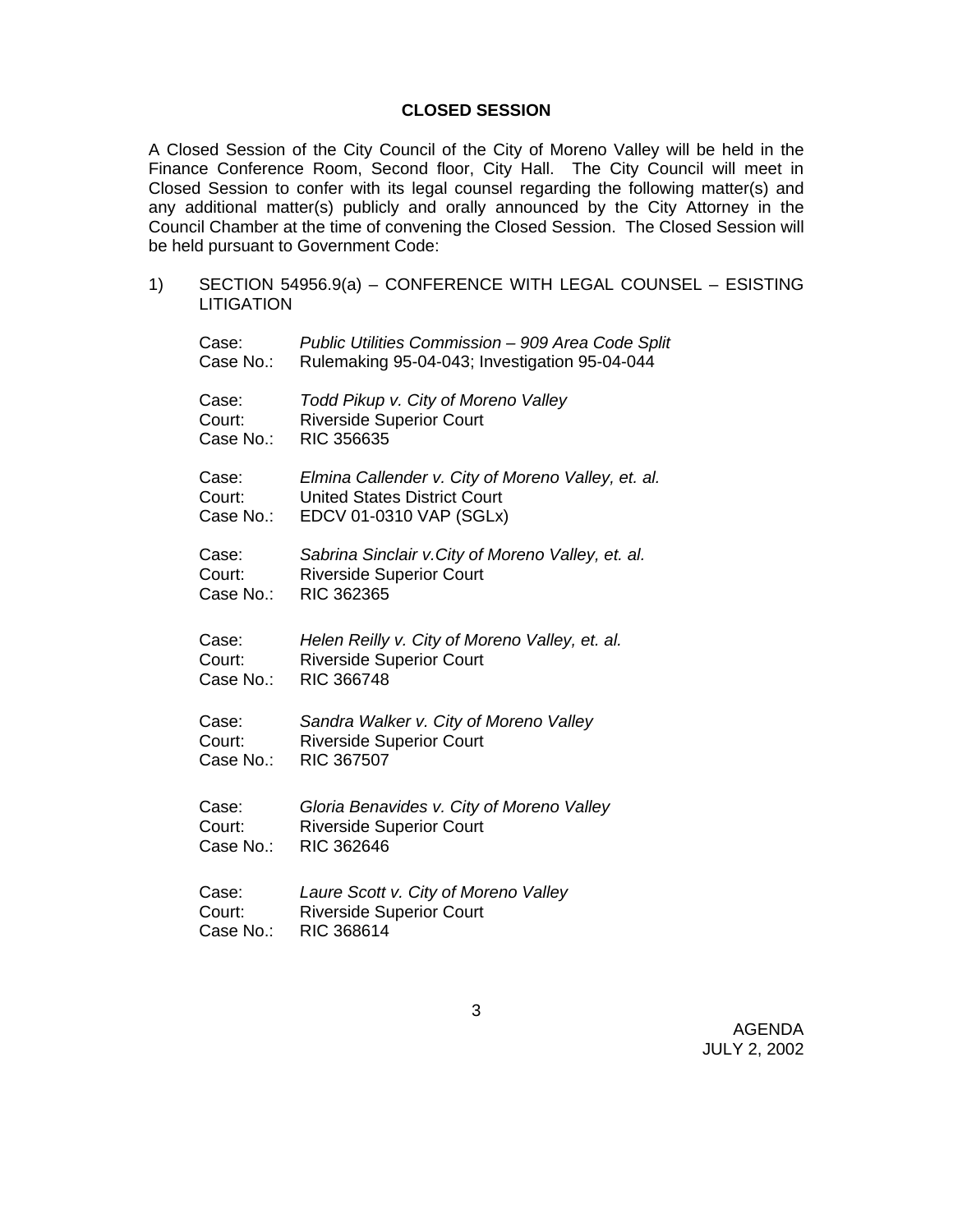## CLOSED SESSION

A Closed Session of the City Council of the City of Moreno Valley will be held in the Finance Conference Room, Second floor, City Hall. The City Council will meet in Closed Session to confer with its legal counsel regarding the following matter(s) and any additional matter(s) publicly and orally announced by the City Attorney in the Council Chamber at the time of convening the Closed Session. The Closed Session will be held pursuant to Government Code:

1) SECTION 54956.9(a) – CONFERENCE WITH LEGAL COUNSEL – ESISTING LITIGATION

Case: *Public Utilities Commission – 909 Area Code Split*
Case No.: Rulemaking 95-04-043; Investigation 95-04-044

Case: *Todd Pikup v. City of Moreno Valley*
Court: Riverside Superior Court
Case No.: RIC 356635

Case: *Elmina Callender v. City of Moreno Valley, et. al.*
Court: United States District Court
Case No.: EDCV 01-0310 VAP (SGLx)

Case: *Sabrina Sinclair v.City of Moreno Valley, et. al.*
Court: Riverside Superior Court
Case No.: RIC 362365

Case: *Helen Reilly v. City of Moreno Valley, et. al.*
Court: Riverside Superior Court
Case No.: RIC 366748

Case: *Sandra Walker v. City of Moreno Valley*
Court: Riverside Superior Court
Case No.: RIC 367507

Case: *Gloria Benavides v. City of Moreno Valley*
Court: Riverside Superior Court
Case No.: RIC 362646

Case: *Laure Scott v. City of Moreno Valley*
Court: Riverside Superior Court
Case No.: RIC 368614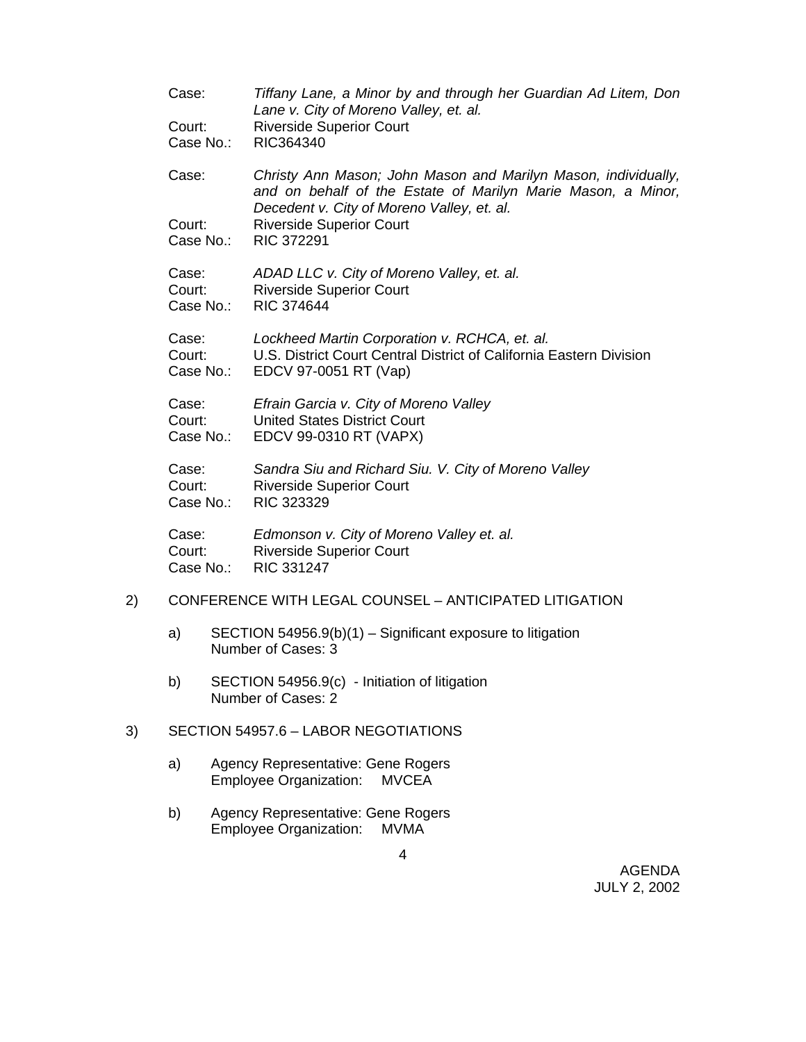Case: *Tiffany Lane, a Minor by and through her Guardian Ad Litem, Don Lane v. City of Moreno Valley, et. al.*
Court: Riverside Superior Court
Case No.: RIC364340

Case: *Christy Ann Mason; John Mason and Marilyn Mason, individually, and on behalf of the Estate of Marilyn Marie Mason, a Minor, Decedent v. City of Moreno Valley, et. al.*
Court: Riverside Superior Court
Case No.: RIC 372291

Case: *ADAD LLC v. City of Moreno Valley, et. al.*
Court: Riverside Superior Court
Case No.: RIC 374644

Case: *Lockheed Martin Corporation v. RCHCA, et. al.*
Court: U.S. District Court Central District of California Eastern Division
Case No.: EDCV 97-0051 RT (Vap)

Case: *Efrain Garcia v. City of Moreno Valley*
Court: United States District Court
Case No.: EDCV 99-0310 RT (VAPX)

Case: *Sandra Siu and Richard Siu. V. City of Moreno Valley*
Court: Riverside Superior Court
Case No.: RIC 323329

Case: *Edmonson v. City of Moreno Valley et. al.*
Court: Riverside Superior Court
Case No.: RIC 331247

2) CONFERENCE WITH LEGAL COUNSEL – ANTICIPATED LITIGATION

a) SECTION 54956.9(b)(1) – Significant exposure to litigation
Number of Cases: 3

b) SECTION 54956.9(c) - Initiation of litigation
Number of Cases: 2

3) SECTION 54957.6 – LABOR NEGOTIATIONS

a) Agency Representative: Gene Rogers
Employee Organization: MVCEA

b) Agency Representative: Gene Rogers
Employee Organization: MVMA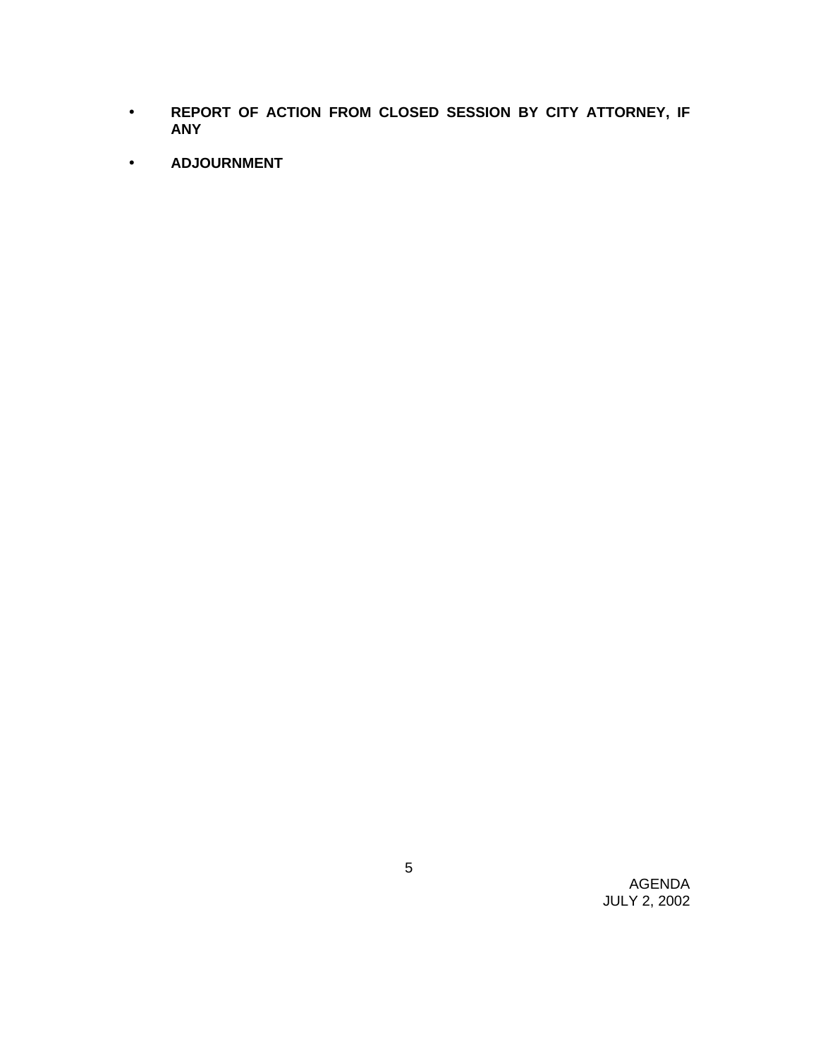- **REPORT OF ACTION FROM CLOSED SESSION BY CITY ATTORNEY, IF ANY**
- **ADJOURNMENT**